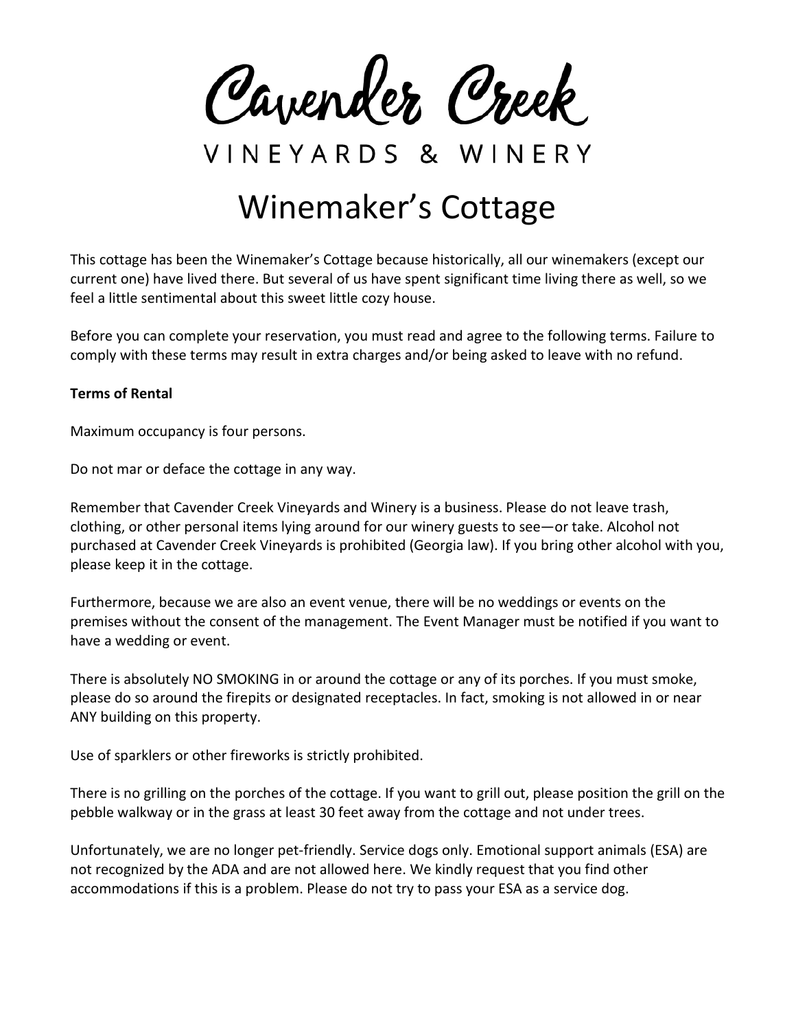# Cavender Creek

VINEYARDS & WINERY

# Winemaker's Cottage

This cottage has been the Winemaker's Cottage because historically, all our winemakers (except our current one) have lived there. But several of us have spent significant time living there as well, so we feel a little sentimental about this sweet little cozy house.

Before you can complete your reservation, you must read and agree to the following terms. Failure to comply with these terms may result in extra charges and/or being asked to leave with no refund.

**Terms of Rental**

Maximum occupancy is four persons.

Do not mar or deface the cottage in any way.

Remember that Cavender Creek Vineyards and Winery is a business. Please do not leave trash, clothing, or other personal items lying around for our winery guests to see—or take. Alcohol not purchased at Cavender Creek Vineyards is prohibited (Georgia law). If you bring other alcohol with you, please keep it in the cottage.

Furthermore, because we are also an event venue, there will be no weddings or events on the premises without the consent of the management. The Event Manager must be notified if you want to have a wedding or event.

There is absolutely NO SMOKING in or around the cottage or any of its porches. If you must smoke, please do so around the firepits or designated receptacles. In fact, smoking is not allowed in or near ANY building on this property.

Use of sparklers or other fireworks is strictly prohibited.

There is no grilling on the porches of the cottage. If you want to grill out, please position the grill on the pebble walkway or in the grass at least 30 feet away from the cottage and not under trees.

Unfortunately, we are no longer pet-friendly. Service dogs only. Emotional support animals (ESA) are not recognized by the ADA and are not allowed here. We kindly request that you find other accommodations if this is a problem. Please do not try to pass your ESA as a service dog.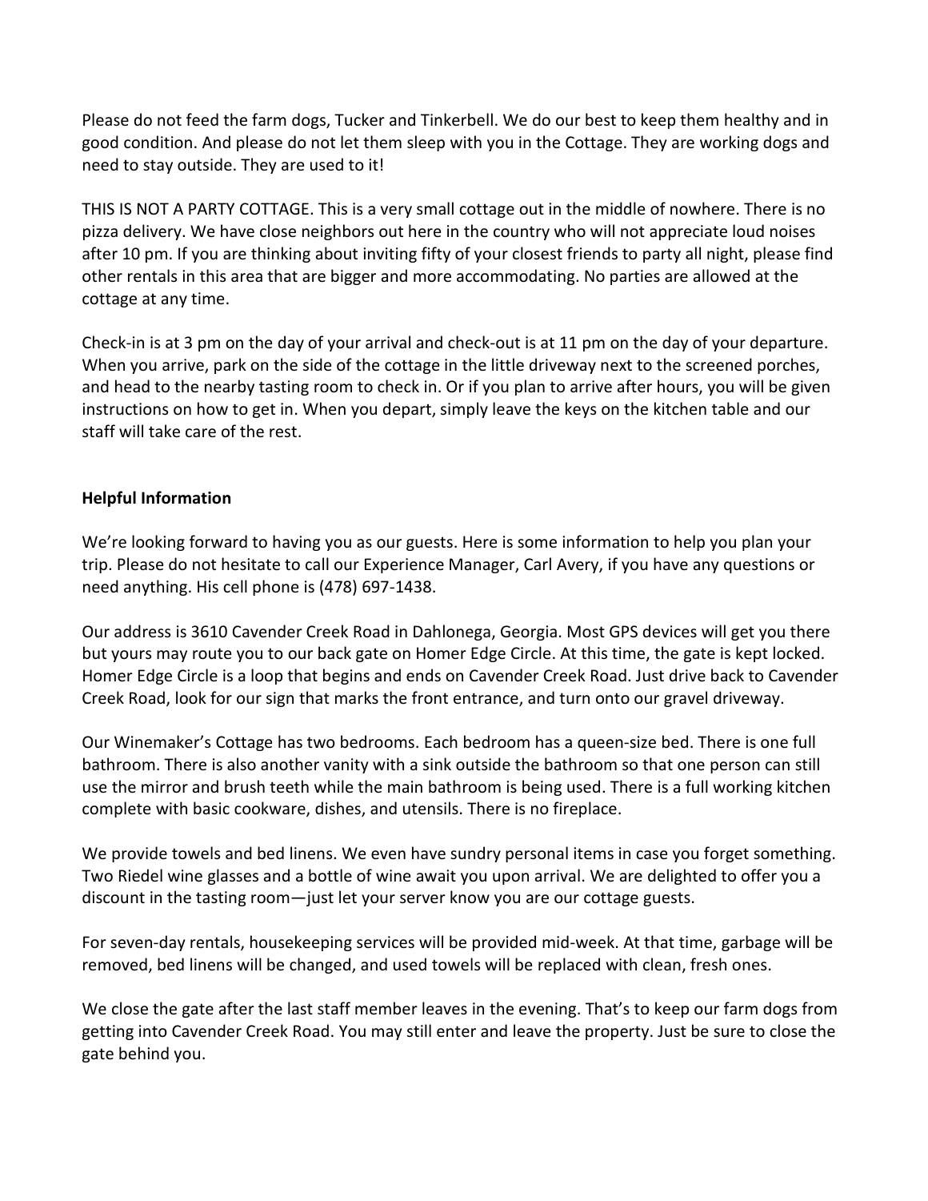Please do not feed the farm dogs, Tucker and Tinkerbell. We do our best to keep them healthy and in good condition. And please do not let them sleep with you in the Cottage. They are working dogs and need to stay outside. They are used to it!

THIS IS NOT A PARTY COTTAGE. This is a very small cottage out in the middle of nowhere. There is no pizza delivery. We have close neighbors out here in the country who will not appreciate loud noises after 10 pm. If you are thinking about inviting fifty of your closest friends to party all night, please find other rentals in this area that are bigger and more accommodating. No parties are allowed at the cottage at any time.

Check-in is at 3 pm on the day of your arrival and check-out is at 11 pm on the day of your departure. When you arrive, park on the side of the cottage in the little driveway next to the screened porches, and head to the nearby tasting room to check in. Or if you plan to arrive after hours, you will be given instructions on how to get in. When you depart, simply leave the keys on the kitchen table and our staff will take care of the rest.

**Helpful Information**

We're looking forward to having you as our guests. Here is some information to help you plan your trip. Please do not hesitate to call our Experience Manager, Carl Avery, if you have any questions or need anything. His cell phone is (478) 697-1438.

Our address is 3610 Cavender Creek Road in Dahlonega, Georgia. Most GPS devices will get you there but yours may route you to our back gate on Homer Edge Circle. At this time, the gate is kept locked. Homer Edge Circle is a loop that begins and ends on Cavender Creek Road. Just drive back to Cavender Creek Road, look for our sign that marks the front entrance, and turn onto our gravel driveway.

Our Winemaker's Cottage has two bedrooms. Each bedroom has a queen-size bed. There is one full bathroom. There is also another vanity with a sink outside the bathroom so that one person can still use the mirror and brush teeth while the main bathroom is being used. There is a full working kitchen complete with basic cookware, dishes, and utensils. There is no fireplace.

We provide towels and bed linens. We even have sundry personal items in case you forget something. Two Riedel wine glasses and a bottle of wine await you upon arrival. We are delighted to offer you a discount in the tasting room—just let your server know you are our cottage guests.

For seven-day rentals, housekeeping services will be provided mid-week. At that time, garbage will be removed, bed linens will be changed, and used towels will be replaced with clean, fresh ones.

We close the gate after the last staff member leaves in the evening. That's to keep our farm dogs from getting into Cavender Creek Road. You may still enter and leave the property. Just be sure to close the gate behind you.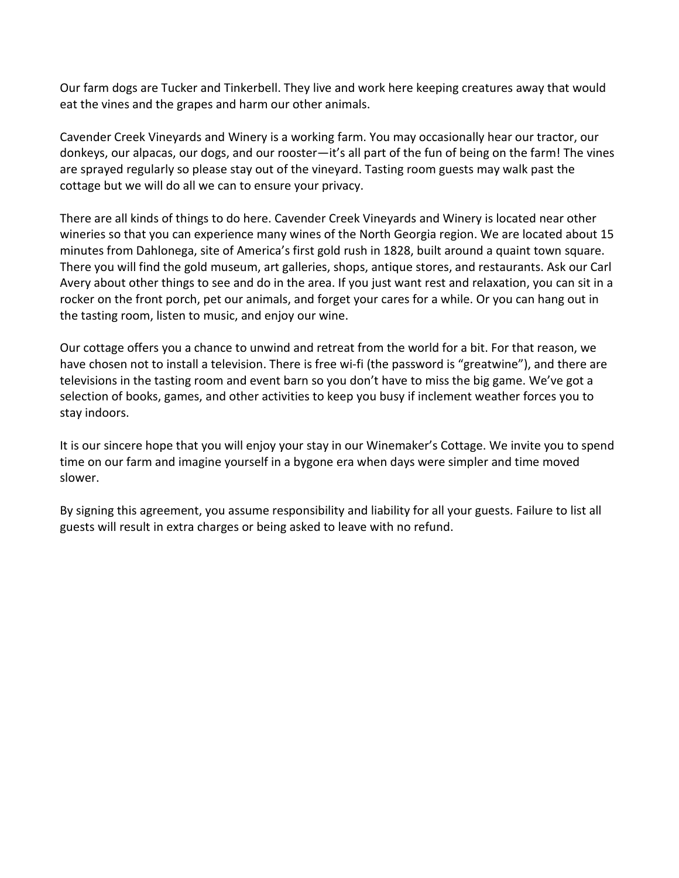Our farm dogs are Tucker and Tinkerbell. They live and work here keeping creatures away that would eat the vines and the grapes and harm our other animals.

Cavender Creek Vineyards and Winery is a working farm. You may occasionally hear our tractor, our donkeys, our alpacas, our dogs, and our rooster—it's all part of the fun of being on the farm! The vines are sprayed regularly so please stay out of the vineyard. Tasting room guests may walk past the cottage but we will do all we can to ensure your privacy.

There are all kinds of things to do here. Cavender Creek Vineyards and Winery is located near other wineries so that you can experience many wines of the North Georgia region. We are located about 15 minutes from Dahlonega, site of America's first gold rush in 1828, built around a quaint town square. There you will find the gold museum, art galleries, shops, antique stores, and restaurants. Ask our Carl Avery about other things to see and do in the area. If you just want rest and relaxation, you can sit in a rocker on the front porch, pet our animals, and forget your cares for a while. Or you can hang out in the tasting room, listen to music, and enjoy our wine.

Our cottage offers you a chance to unwind and retreat from the world for a bit. For that reason, we have chosen not to install a television. There is free wi-fi (the password is "greatwine"), and there are televisions in the tasting room and event barn so you don't have to miss the big game. We've got a selection of books, games, and other activities to keep you busy if inclement weather forces you to stay indoors.

It is our sincere hope that you will enjoy your stay in our Winemaker's Cottage. We invite you to spend time on our farm and imagine yourself in a bygone era when days were simpler and time moved slower.

By signing this agreement, you assume responsibility and liability for all your guests. Failure to list all guests will result in extra charges or being asked to leave with no refund.